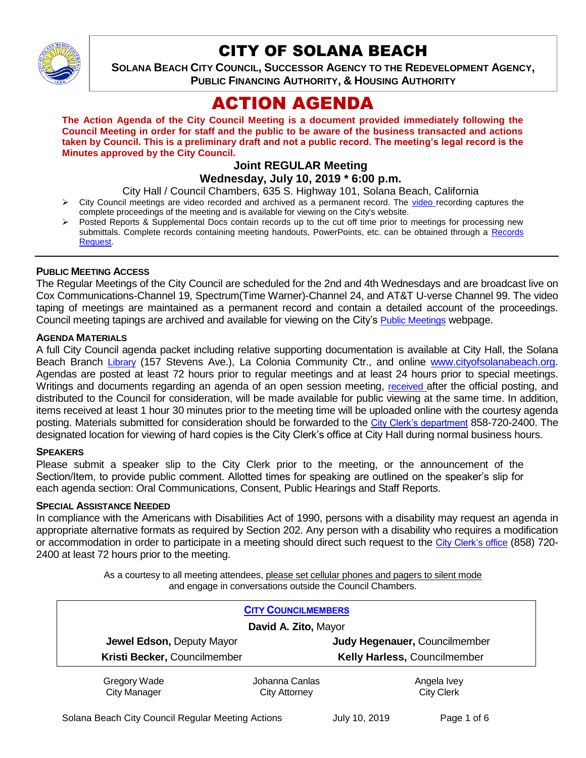# CITY OF SOLANA BEACH

**SOLANA BEACH CITY COUNCIL, SUCCESSOR AGENCY TO THE REDEVELOPMENT AGENCY, PUBLIC FINANCING AUTHORITY, & HOUSING AUTHORITY**

# ACTION AGENDA

**The Action Agenda of the City Council Meeting is a document provided immediately following the Council Meeting in order for staff and the public to be aware of the business transacted and actions taken by Council. This is a preliminary draft and not a public record. The meeting's legal record is the Minutes approved by the City Council.**

### Joint REGULAR Meeting
### Wednesday, July 10, 2019 * 6:00 p.m.

City Hall / Council Chambers, 635 S. Highway 101, Solana Beach, California

- City Council meetings are video recorded and archived as a permanent record. The video recording captures the complete proceedings of the meeting and is available for viewing on the City's website.
- Posted Reports & Supplemental Docs contain records up to the cut off time prior to meetings for processing new submittals. Complete records containing meeting handouts, PowerPoints, etc. can be obtained through a Records Request.

**PUBLIC MEETING ACCESS**

The Regular Meetings of the City Council are scheduled for the 2nd and 4th Wednesdays and are broadcast live on Cox Communications-Channel 19, Spectrum(Time Warner)-Channel 24, and AT&T U-verse Channel 99. The video taping of meetings are maintained as a permanent record and contain a detailed account of the proceedings. Council meeting tapings are archived and available for viewing on the City's Public Meetings webpage.

**AGENDA MATERIALS**

A full City Council agenda packet including relative supporting documentation is available at City Hall, the Solana Beach Branch Library (157 Stevens Ave.), La Colonia Community Ctr., and online www.cityofsolanabeach.org. Agendas are posted at least 72 hours prior to regular meetings and at least 24 hours prior to special meetings. Writings and documents regarding an agenda of an open session meeting, received after the official posting, and distributed to the Council for consideration, will be made available for public viewing at the same time. In addition, items received at least 1 hour 30 minutes prior to the meeting time will be uploaded online with the courtesy agenda posting. Materials submitted for consideration should be forwarded to the City Clerk's department 858-720-2400. The designated location for viewing of hard copies is the City Clerk's office at City Hall during normal business hours.

**SPEAKERS**

Please submit a speaker slip to the City Clerk prior to the meeting, or the announcement of the Section/Item, to provide public comment. Allotted times for speaking are outlined on the speaker's slip for each agenda section: Oral Communications, Consent, Public Hearings and Staff Reports.

**SPECIAL ASSISTANCE NEEDED**

In compliance with the Americans with Disabilities Act of 1990, persons with a disability may request an agenda in appropriate alternative formats as required by Section 202. Any person with a disability who requires a modification or accommodation in order to participate in a meeting should direct such request to the City Clerk's office (858) 720-2400 at least 72 hours prior to the meeting.

As a courtesy to all meeting attendees, please set cellular phones and pagers to silent mode and engage in conversations outside the Council Chambers.

| CITY COUNCILMEMBERS | |
|---|---|
| **David A. Zito,** Mayor | |
| **Jewel Edson,** Deputy Mayor | **Judy Hegenauer,** Councilmember |
| **Kristi Becker,** Councilmember | **Kelly Harless,** Councilmember |

| Gregory Wade | Johanna Canlas | Angela Ivey |
|---|---|---|
| City Manager | City Attorney | City Clerk |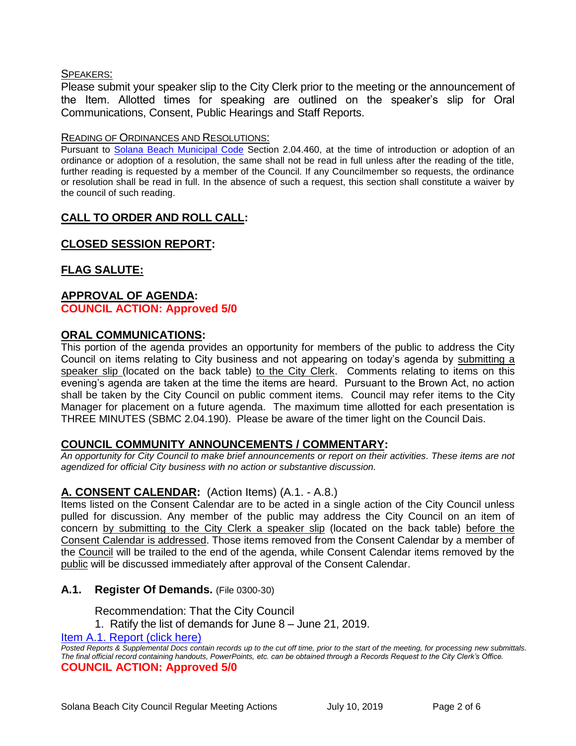SPEAKERS:

Please submit your speaker slip to the City Clerk prior to the meeting or the announcement of the Item. Allotted times for speaking are outlined on the speaker's slip for Oral Communications, Consent, Public Hearings and Staff Reports.

READING OF ORDINANCES AND RESOLUTIONS:

Pursuant to Solana Beach Municipal Code Section 2.04.460, at the time of introduction or adoption of an ordinance or adoption of a resolution, the same shall not be read in full unless after the reading of the title, further reading is requested by a member of the Council. If any Councilmember so requests, the ordinance or resolution shall be read in full. In the absence of such a request, this section shall constitute a waiver by the council of such reading.

## CALL TO ORDER AND ROLL CALL:

## CLOSED SESSION REPORT:

## FLAG SALUTE:

## APPROVAL OF AGENDA:

**COUNCIL ACTION: Approved 5/0**

## ORAL COMMUNICATIONS:

This portion of the agenda provides an opportunity for members of the public to address the City Council on items relating to City business and not appearing on today's agenda by submitting a speaker slip (located on the back table) to the City Clerk. Comments relating to items on this evening's agenda are taken at the time the items are heard. Pursuant to the Brown Act, no action shall be taken by the City Council on public comment items. Council may refer items to the City Manager for placement on a future agenda. The maximum time allotted for each presentation is THREE MINUTES (SBMC 2.04.190). Please be aware of the timer light on the Council Dais.

## COUNCIL COMMUNITY ANNOUNCEMENTS / COMMENTARY:

*An opportunity for City Council to make brief announcements or report on their activities. These items are not agendized for official City business with no action or substantive discussion.*

## A. CONSENT CALENDAR: (Action Items) (A.1. - A.8.)

Items listed on the Consent Calendar are to be acted in a single action of the City Council unless pulled for discussion. Any member of the public may address the City Council on an item of concern by submitting to the City Clerk a speaker slip (located on the back table) before the Consent Calendar is addressed. Those items removed from the Consent Calendar by a member of the Council will be trailed to the end of the agenda, while Consent Calendar items removed by the public will be discussed immediately after approval of the Consent Calendar.

### A.1. Register Of Demands. (File 0300-30)

Recommendation: That the City Council

1. Ratify the list of demands for June 8 – June 21, 2019.

Item A.1. Report (click here)

*Posted Reports & Supplemental Docs contain records up to the cut off time, prior to the start of the meeting, for processing new submittals. The final official record containing handouts, PowerPoints, etc. can be obtained through a Records Request to the City Clerk's Office.*

**COUNCIL ACTION: Approved 5/0**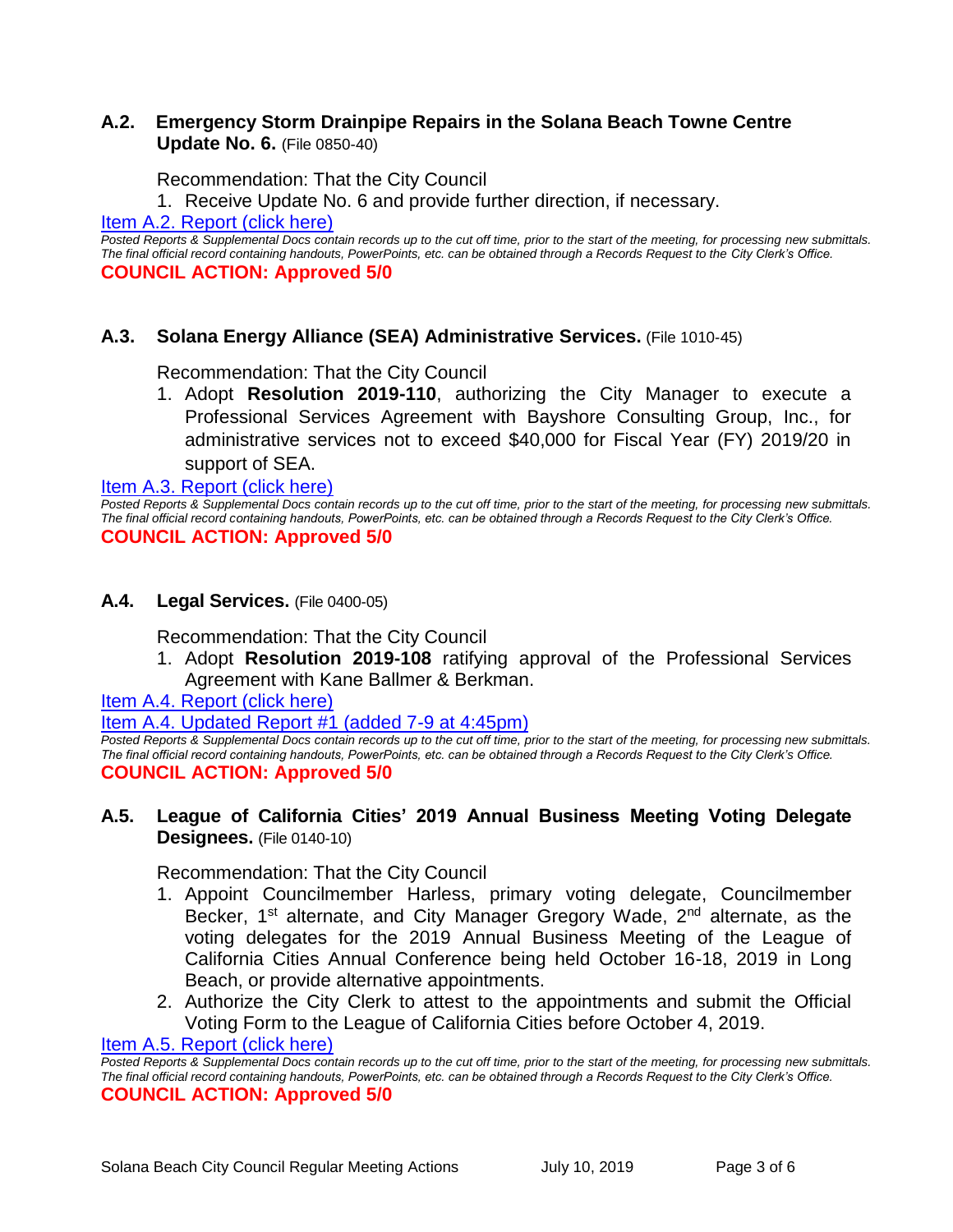### A.2. Emergency Storm Drainpipe Repairs in the Solana Beach Towne Centre Update No. 6. (File 0850-40)

Recommendation: That the City Council

1. Receive Update No. 6 and provide further direction, if necessary.

Item A.2. Report (click here)

*Posted Reports & Supplemental Docs contain records up to the cut off time, prior to the start of the meeting, for processing new submittals. The final official record containing handouts, PowerPoints, etc. can be obtained through a Records Request to the City Clerk's Office.*

**COUNCIL ACTION: Approved 5/0**

### A.3. Solana Energy Alliance (SEA) Administrative Services. (File 1010-45)

Recommendation: That the City Council

1. Adopt **Resolution 2019-110**, authorizing the City Manager to execute a Professional Services Agreement with Bayshore Consulting Group, Inc., for administrative services not to exceed $40,000 for Fiscal Year (FY) 2019/20 in support of SEA.

Item A.3. Report (click here)

*Posted Reports & Supplemental Docs contain records up to the cut off time, prior to the start of the meeting, for processing new submittals. The final official record containing handouts, PowerPoints, etc. can be obtained through a Records Request to the City Clerk's Office.*

**COUNCIL ACTION: Approved 5/0**

### A.4. Legal Services. (File 0400-05)

Recommendation: That the City Council

1. Adopt **Resolution 2019-108** ratifying approval of the Professional Services Agreement with Kane Ballmer & Berkman.

Item A.4. Report (click here)

Item A.4. Updated Report #1 (added 7-9 at 4:45pm)

*Posted Reports & Supplemental Docs contain records up to the cut off time, prior to the start of the meeting, for processing new submittals. The final official record containing handouts, PowerPoints, etc. can be obtained through a Records Request to the City Clerk's Office.*

**COUNCIL ACTION: Approved 5/0**

### A.5. League of California Cities' 2019 Annual Business Meeting Voting Delegate Designees. (File 0140-10)

Recommendation: That the City Council

1. Appoint Councilmember Harless, primary voting delegate, Councilmember Becker, 1st alternate, and City Manager Gregory Wade, 2nd alternate, as the voting delegates for the 2019 Annual Business Meeting of the League of California Cities Annual Conference being held October 16-18, 2019 in Long Beach, or provide alternative appointments.
2. Authorize the City Clerk to attest to the appointments and submit the Official Voting Form to the League of California Cities before October 4, 2019.

Item A.5. Report (click here)

*Posted Reports & Supplemental Docs contain records up to the cut off time, prior to the start of the meeting, for processing new submittals. The final official record containing handouts, PowerPoints, etc. can be obtained through a Records Request to the City Clerk's Office.*

**COUNCIL ACTION: Approved 5/0**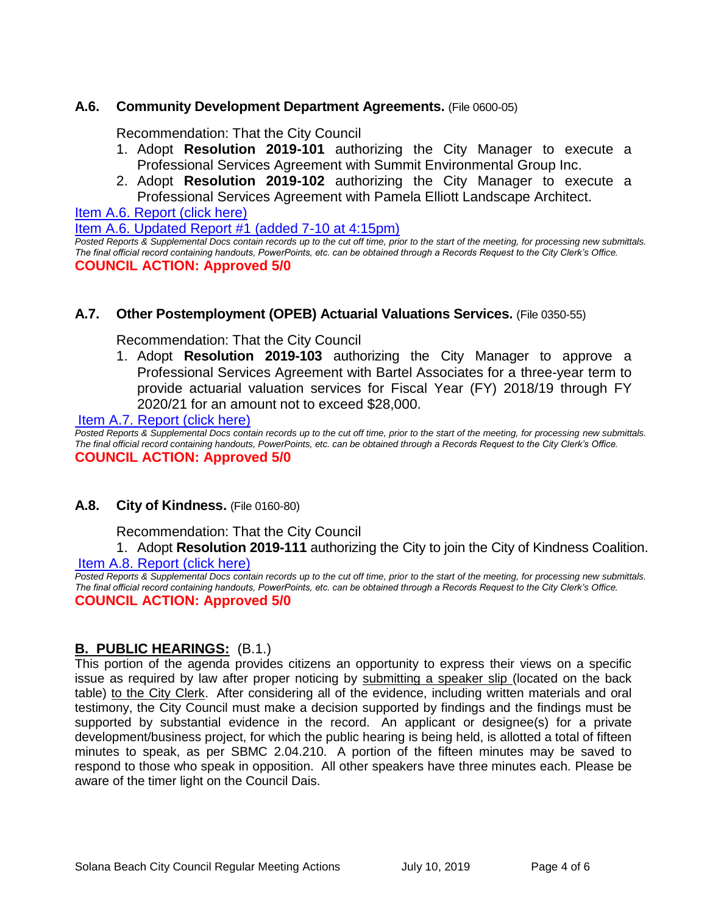### A.6. Community Development Department Agreements. (File 0600-05)

Recommendation: That the City Council

1. Adopt **Resolution 2019-101** authorizing the City Manager to execute a Professional Services Agreement with Summit Environmental Group Inc.
2. Adopt **Resolution 2019-102** authorizing the City Manager to execute a Professional Services Agreement with Pamela Elliott Landscape Architect.

Item A.6. Report (click here)

Item A.6. Updated Report #1 (added 7-10 at 4:15pm)

*Posted Reports & Supplemental Docs contain records up to the cut off time, prior to the start of the meeting, for processing new submittals. The final official record containing handouts, PowerPoints, etc. can be obtained through a Records Request to the City Clerk's Office.*

**COUNCIL ACTION: Approved 5/0**

### A.7. Other Postemployment (OPEB) Actuarial Valuations Services. (File 0350-55)

Recommendation: That the City Council

1. Adopt **Resolution 2019-103** authorizing the City Manager to approve a Professional Services Agreement with Bartel Associates for a three-year term to provide actuarial valuation services for Fiscal Year (FY) 2018/19 through FY 2020/21 for an amount not to exceed $28,000.

Item A.7. Report (click here)

*Posted Reports & Supplemental Docs contain records up to the cut off time, prior to the start of the meeting, for processing new submittals. The final official record containing handouts, PowerPoints, etc. can be obtained through a Records Request to the City Clerk's Office.*

**COUNCIL ACTION: Approved 5/0**

### A.8. City of Kindness. (File 0160-80)

Recommendation: That the City Council

1. Adopt **Resolution 2019-111** authorizing the City to join the City of Kindness Coalition.

Item A.8. Report (click here)

*Posted Reports & Supplemental Docs contain records up to the cut off time, prior to the start of the meeting, for processing new submittals. The final official record containing handouts, PowerPoints, etc. can be obtained through a Records Request to the City Clerk's Office.*

**COUNCIL ACTION: Approved 5/0**

## B. PUBLIC HEARINGS: (B.1.)

This portion of the agenda provides citizens an opportunity to express their views on a specific issue as required by law after proper noticing by submitting a speaker slip (located on the back table) to the City Clerk. After considering all of the evidence, including written materials and oral testimony, the City Council must make a decision supported by findings and the findings must be supported by substantial evidence in the record. An applicant or designee(s) for a private development/business project, for which the public hearing is being held, is allotted a total of fifteen minutes to speak, as per SBMC 2.04.210. A portion of the fifteen minutes may be saved to respond to those who speak in opposition. All other speakers have three minutes each. Please be aware of the timer light on the Council Dais.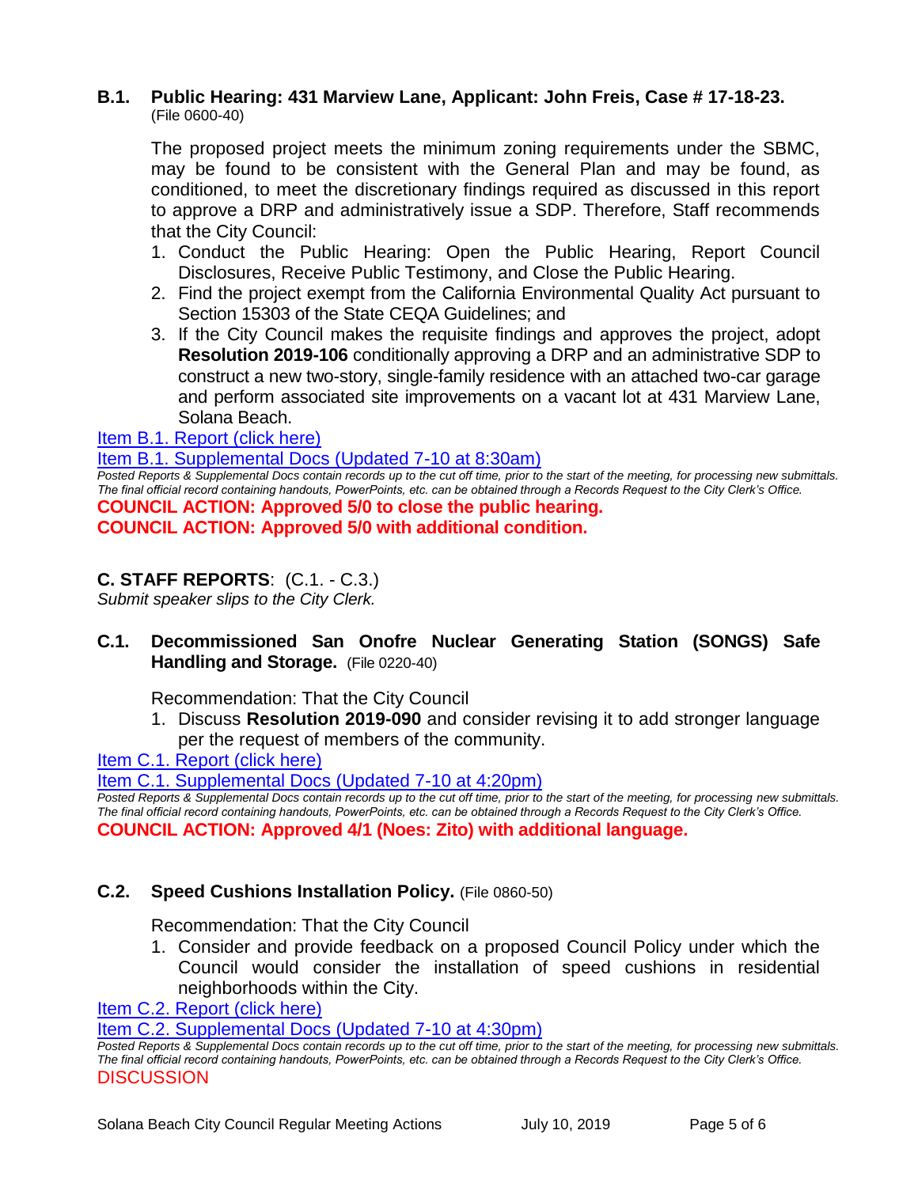### B.1. Public Hearing: 431 Marview Lane, Applicant: John Freis, Case # 17-18-23.
(File 0600-40)

The proposed project meets the minimum zoning requirements under the SBMC, may be found to be consistent with the General Plan and may be found, as conditioned, to meet the discretionary findings required as discussed in this report to approve a DRP and administratively issue a SDP. Therefore, Staff recommends that the City Council:

1. Conduct the Public Hearing: Open the Public Hearing, Report Council Disclosures, Receive Public Testimony, and Close the Public Hearing.
2. Find the project exempt from the California Environmental Quality Act pursuant to Section 15303 of the State CEQA Guidelines; and
3. If the City Council makes the requisite findings and approves the project, adopt **Resolution 2019-106** conditionally approving a DRP and an administrative SDP to construct a new two-story, single-family residence with an attached two-car garage and perform associated site improvements on a vacant lot at 431 Marview Lane, Solana Beach.

Item B.1. Report (click here)

Item B.1. Supplemental Docs (Updated 7-10 at 8:30am)

*Posted Reports & Supplemental Docs contain records up to the cut off time, prior to the start of the meeting, for processing new submittals. The final official record containing handouts, PowerPoints, etc. can be obtained through a Records Request to the City Clerk's Office.*

**COUNCIL ACTION: Approved 5/0 to close the public hearing.**

**COUNCIL ACTION: Approved 5/0 with additional condition.**

## C. STAFF REPORTS: (C.1. - C.3.)

*Submit speaker slips to the City Clerk.*

### C.1. Decommissioned San Onofre Nuclear Generating Station (SONGS) Safe Handling and Storage. (File 0220-40)

Recommendation: That the City Council

1. Discuss **Resolution 2019-090** and consider revising it to add stronger language per the request of members of the community.

Item C.1. Report (click here)

Item C.1. Supplemental Docs (Updated 7-10 at 4:20pm)

*Posted Reports & Supplemental Docs contain records up to the cut off time, prior to the start of the meeting, for processing new submittals. The final official record containing handouts, PowerPoints, etc. can be obtained through a Records Request to the City Clerk's Office.*

**COUNCIL ACTION: Approved 4/1 (Noes: Zito) with additional language.**

### C.2. Speed Cushions Installation Policy. (File 0860-50)

Recommendation: That the City Council

1. Consider and provide feedback on a proposed Council Policy under which the Council would consider the installation of speed cushions in residential neighborhoods within the City.

Item C.2. Report (click here)

Item C.2. Supplemental Docs (Updated 7-10 at 4:30pm)

*Posted Reports & Supplemental Docs contain records up to the cut off time, prior to the start of the meeting, for processing new submittals. The final official record containing handouts, PowerPoints, etc. can be obtained through a Records Request to the City Clerk's Office.*

DISCUSSION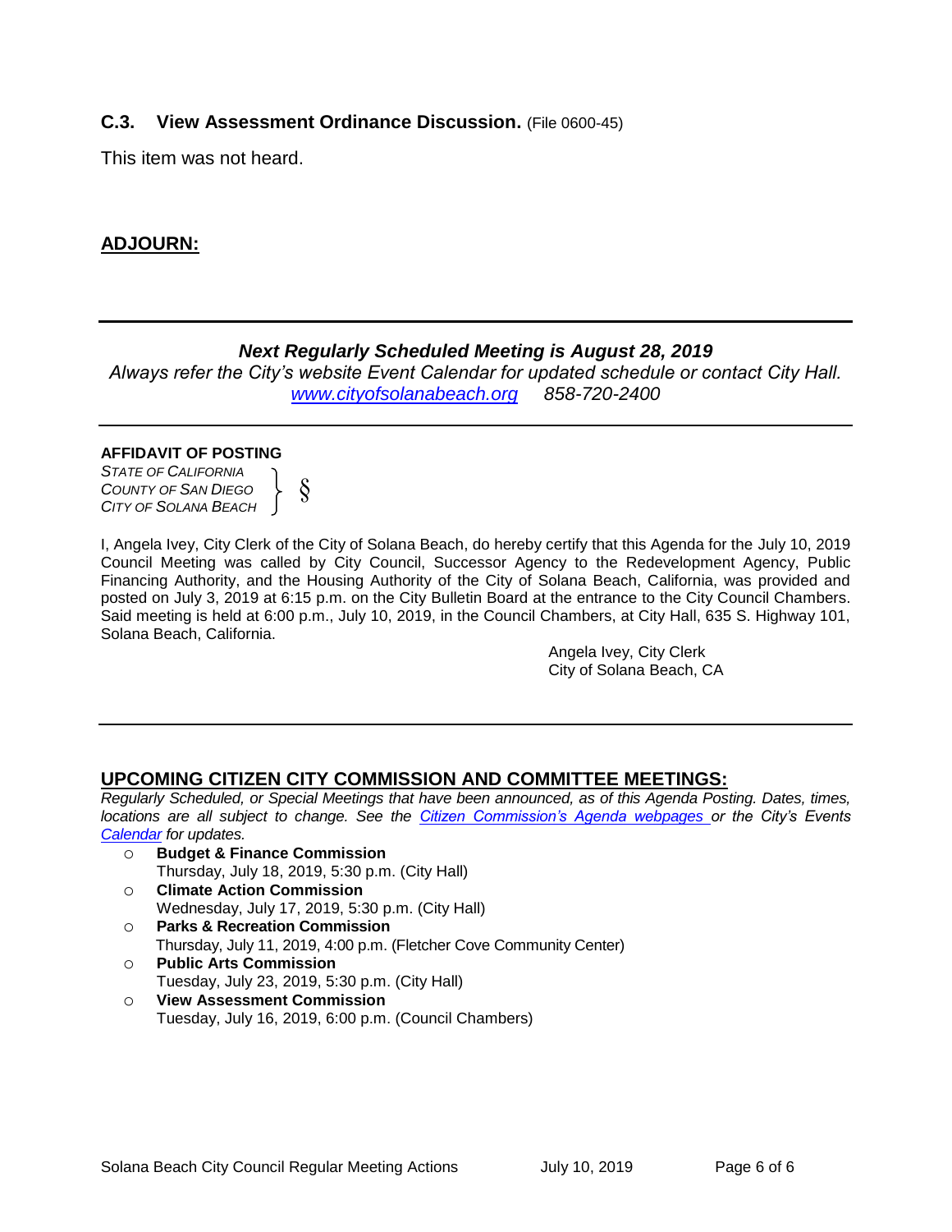### **C.3. View Assessment Ordinance Discussion.** (File 0600-45)

This item was not heard.

## ADJOURN:

---

***Next Regularly Scheduled Meeting is August 28, 2019***

*Always refer the City's website Event Calendar for updated schedule or contact City Hall.*
*www.cityofsolanabeach.org 858-720-2400*

---

**AFFIDAVIT OF POSTING**

*STATE OF CALIFORNIA*
*COUNTY OF SAN DIEGO* } §
*CITY OF SOLANA BEACH*

I, Angela Ivey, City Clerk of the City of Solana Beach, do hereby certify that this Agenda for the July 10, 2019 Council Meeting was called by City Council, Successor Agency to the Redevelopment Agency, Public Financing Authority, and the Housing Authority of the City of Solana Beach, California, was provided and posted on July 3, 2019 at 6:15 p.m. on the City Bulletin Board at the entrance to the City Council Chambers. Said meeting is held at 6:00 p.m., July 10, 2019, in the Council Chambers, at City Hall, 635 S. Highway 101, Solana Beach, California.

Angela Ivey, City Clerk
City of Solana Beach, CA

---

## UPCOMING CITIZEN CITY COMMISSION AND COMMITTEE MEETINGS:

*Regularly Scheduled, or Special Meetings that have been announced, as of this Agenda Posting. Dates, times, locations are all subject to change. See the Citizen Commission's Agenda webpages or the City's Events Calendar for updates.*

- **Budget & Finance Commission**
  Thursday, July 18, 2019, 5:30 p.m. (City Hall)
- **Climate Action Commission**
  Wednesday, July 17, 2019, 5:30 p.m. (City Hall)
- **Parks & Recreation Commission**
  Thursday, July 11, 2019, 4:00 p.m. (Fletcher Cove Community Center)
- **Public Arts Commission**
  Tuesday, July 23, 2019, 5:30 p.m. (City Hall)
- **View Assessment Commission**
  Tuesday, July 16, 2019, 6:00 p.m. (Council Chambers)